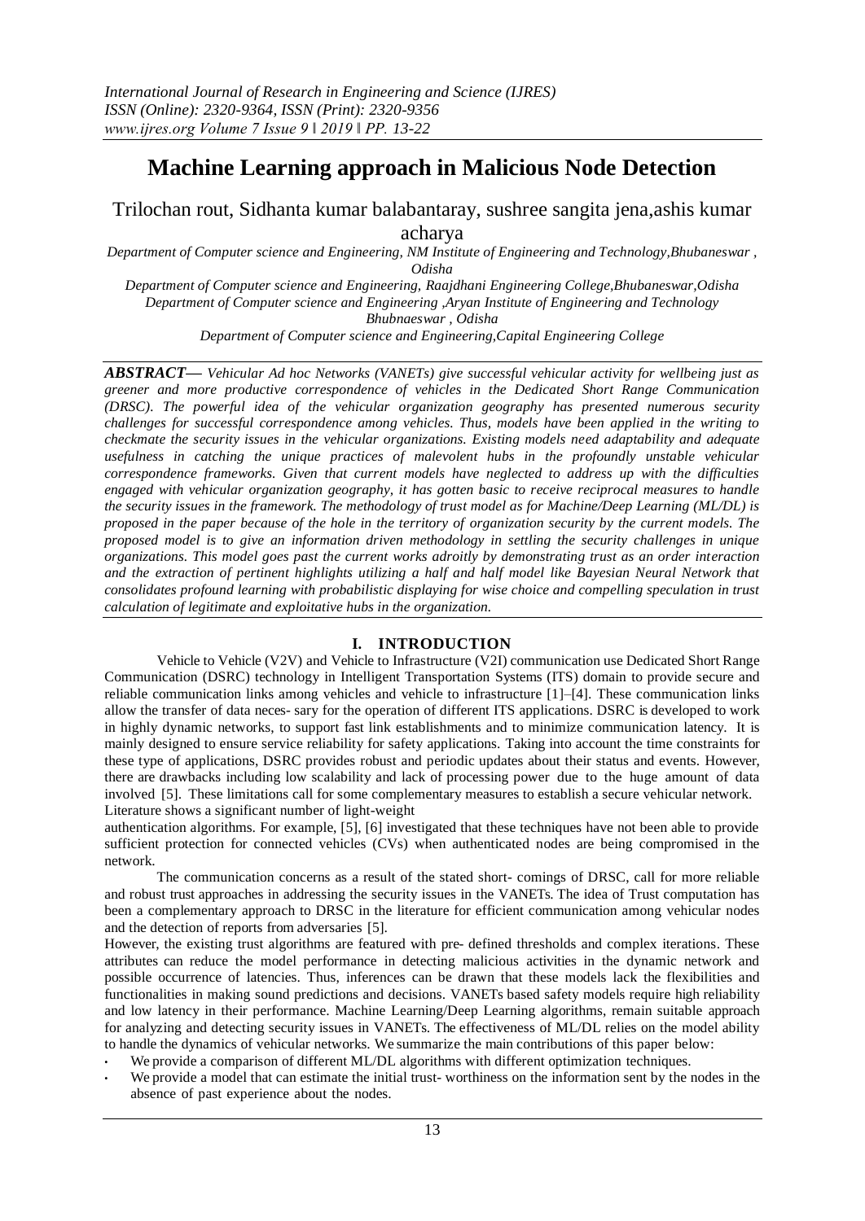# Machine Learning approach in Malicious Node Detection

Trilochan rout, Sidhanta kumar balabantaray, sushree sangita jena,ashis kumar acharya

*Department of Computer science and Engineering, NM Institute of Engineering and Technology,Bhubaneswar , Odisha*

*Department of Computer science and Engineering, Raajdhani Engineering College,Bhubaneswar,Odisha*

*Department of Computer science and Engineering ,Aryan Institute of Engineering and Technology Bhubnaeswar , Odisha*

*Department of Computer science and Engineering,Capital Engineering College*

***ABSTRACT—*** *Vehicular Ad hoc Networks (VANETs) give successful vehicular activity for wellbeing just as greener and more productive correspondence of vehicles in the Dedicated Short Range Communication (DRSC). The powerful idea of the vehicular organization geography has presented numerous security challenges for successful correspondence among vehicles. Thus, models have been applied in the writing to checkmate the security issues in the vehicular organizations. Existing models need adaptability and adequate usefulness in catching the unique practices of malevolent hubs in the profoundly unstable vehicular correspondence frameworks. Given that current models have neglected to address up with the difficulties engaged with vehicular organization geography, it has gotten basic to receive reciprocal measures to handle the security issues in the framework. The methodology of trust model as for Machine/Deep Learning (ML/DL) is proposed in the paper because of the hole in the territory of organization security by the current models. The proposed model is to give an information driven methodology in settling the security challenges in unique organizations. This model goes past the current works adroitly by demonstrating trust as an order interaction and the extraction of pertinent highlights utilizing a half and half model like Bayesian Neural Network that consolidates profound learning with probabilistic displaying for wise choice and compelling speculation in trust calculation of legitimate and exploitative hubs in the organization.*

## I. INTRODUCTION

Vehicle to Vehicle (V2V) and Vehicle to Infrastructure (V2I) communication use Dedicated Short Range Communication (DSRC) technology in Intelligent Transportation Systems (ITS) domain to provide secure and reliable communication links among vehicles and vehicle to infrastructure [1]–[4]. These communication links allow the transfer of data neces- sary for the operation of different ITS applications. DSRC is developed to work in highly dynamic networks, to support fast link establishments and to minimize communication latency. It is mainly designed to ensure service reliability for safety applications. Taking into account the time constraints for these type of applications, DSRC provides robust and periodic updates about their status and events. However, there are drawbacks including low scalability and lack of processing power due to the huge amount of data involved [5]. These limitations call for some complementary measures to establish a secure vehicular network.

Literature shows a significant number of light-weight authentication algorithms. For example, [5], [6] investigated that these techniques have not been able to provide sufficient protection for connected vehicles (CVs) when authenticated nodes are being compromised in the network.

The communication concerns as a result of the stated short- comings of DRSC, call for more reliable and robust trust approaches in addressing the security issues in the VANETs. The idea of Trust computation has been a complementary approach to DRSC in the literature for efficient communication among vehicular nodes and the detection of reports from adversaries [5].

However, the existing trust algorithms are featured with pre- defined thresholds and complex iterations. These attributes can reduce the model performance in detecting malicious activities in the dynamic network and possible occurrence of latencies. Thus, inferences can be drawn that these models lack the flexibilities and functionalities in making sound predictions and decisions. VANETs based safety models require high reliability and low latency in their performance. Machine Learning/Deep Learning algorithms, remain suitable approach for analyzing and detecting security issues in VANETs. The effectiveness of ML/DL relies on the model ability to handle the dynamics of vehicular networks. We summarize the main contributions of this paper below:

- We provide a comparison of different ML/DL algorithms with different optimization techniques.
- We provide a model that can estimate the initial trust- worthiness on the information sent by the nodes in the absence of past experience about the nodes.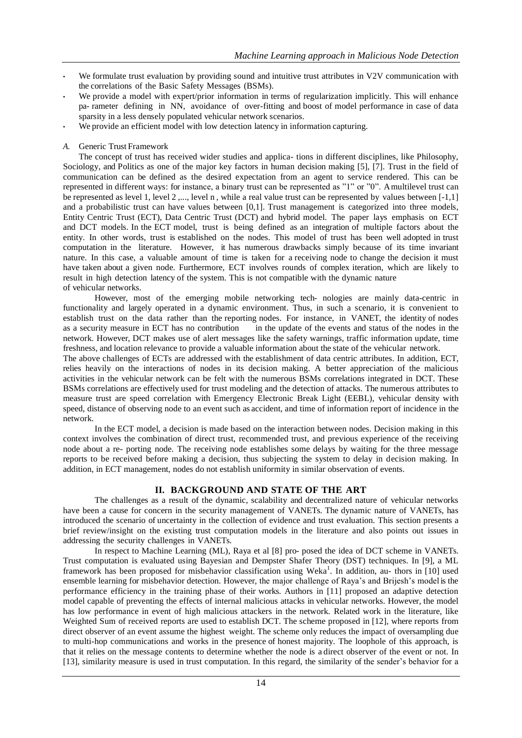- We formulate trust evaluation by providing sound and intuitive trust attributes in V2V communication with the correlations of the Basic Safety Messages (BSMs).
- We provide a model with expert/prior information in terms of regularization implicitly. This will enhance pa- rameter defining in NN, avoidance of over-fitting and boost of model performance in case of data sparsity in a less densely populated vehicular network scenarios.
- We provide an efficient model with low detection latency in information capturing.

### *A.* Generic Trust Framework

The concept of trust has received wider studies and applica- tions in different disciplines, like Philosophy, Sociology, and Politics as one of the major key factors in human decision making [5], [7]. Trust in the field of communication can be defined as the desired expectation from an agent to service rendered. This can be represented in different ways: for instance, a binary trust can be represented as "1" or "0". A multilevel trust can be represented as level 1, level 2 ,..., level n , while a real value trust can be represented by values between [-1,1] and a probabilistic trust can have values between [0,1]. Trust management is categorized into three models, Entity Centric Trust (ECT), Data Centric Trust (DCT) and hybrid model. The paper lays emphasis on ECT and DCT models. In the ECT model, trust is being defined as an integration of multiple factors about the entity. In other words, trust is established on the nodes. This model of trust has been well adopted in trust computation in the literature. However, it has numerous drawbacks simply because of its time invariant nature. In this case, a valuable amount of time is taken for a receiving node to change the decision it must have taken about a given node. Furthermore, ECT involves rounds of complex iteration, which are likely to result in high detection latency of the system. This is not compatible with the dynamic nature of vehicular networks.

However, most of the emerging mobile networking tech- nologies are mainly data-centric in functionality and largely operated in a dynamic environment. Thus, in such a scenario, it is convenient to establish trust on the data rather than the reporting nodes. For instance, in VANET, the identity of nodes as a security measure in ECT has no contribution in the update of the events and status of the nodes in the network. However, DCT makes use of alert messages like the safety warnings, traffic information update, time freshness, and location relevance to provide a valuable information about the state of the vehicular network.

The above challenges of ECTs are addressed with the establishment of data centric attributes. In addition, ECT, relies heavily on the interactions of nodes in its decision making. A better appreciation of the malicious activities in the vehicular network can be felt with the numerous BSMs correlations integrated in DCT. These BSMs correlations are effectively used for trust modeling and the detection of attacks. The numerous attributes to measure trust are speed correlation with Emergency Electronic Break Light (EEBL), vehicular density with speed, distance of observing node to an event such as accident, and time of information report of incidence in the network.

In the ECT model, a decision is made based on the interaction between nodes. Decision making in this context involves the combination of direct trust, recommended trust, and previous experience of the receiving node about a re- porting node. The receiving node establishes some delays by waiting for the three message reports to be received before making a decision, thus subjecting the system to delay in decision making. In addition, in ECT management, nodes do not establish uniformity in similar observation of events.

## II. BACKGROUND AND STATE OF THE ART

The challenges as a result of the dynamic, scalability and decentralized nature of vehicular networks have been a cause for concern in the security management of VANETs. The dynamic nature of VANETs, has introduced the scenario of uncertainty in the collection of evidence and trust evaluation. This section presents a brief review/insight on the existing trust computation models in the literature and also points out issues in addressing the security challenges in VANETs.

In respect to Machine Learning (ML), Raya et al [8] pro- posed the idea of DCT scheme in VANETs. Trust computation is evaluated using Bayesian and Dempster Shafer Theory (DST) techniques. In [9], a ML framework has been proposed for misbehavior classification using Weka[1]. In addition, au- thors in [10] used ensemble learning for misbehavior detection. However, the major challenge of Raya's and Brijesh's model is the performance efficiency in the training phase of their works. Authors in [11] proposed an adaptive detection model capable of preventing the effects of internal malicious attacks in vehicular networks. However, the model has low performance in event of high malicious attackers in the network. Related work in the literature, like Weighted Sum of received reports are used to establish DCT. The scheme proposed in [12], where reports from direct observer of an event assume the highest weight. The scheme only reduces the impact of oversampling due to multi-hop communications and works in the presence of honest majority. The loophole of this approach, is that it relies on the message contents to determine whether the node is a direct observer of the event or not. In [13], similarity measure is used in trust computation. In this regard, the similarity of the sender's behavior for a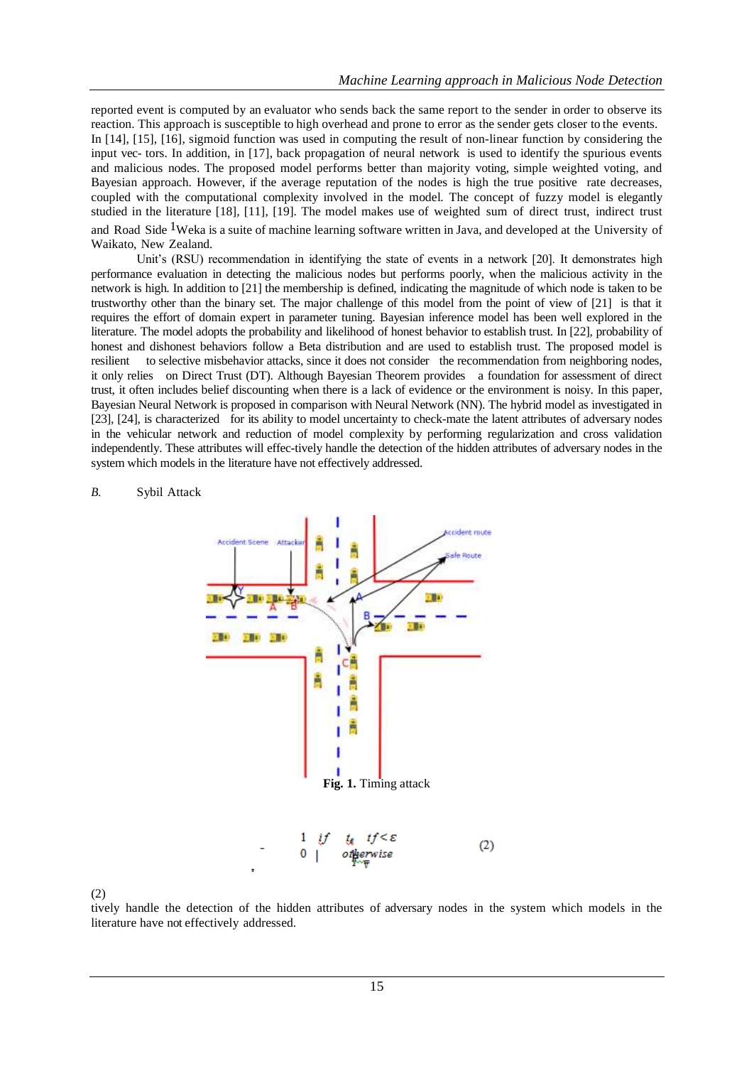reported event is computed by an evaluator who sends back the same report to the sender in order to observe its reaction. This approach is susceptible to high overhead and prone to error as the sender gets closer to the events. In [14], [15], [16], sigmoid function was used in computing the result of non-linear function by considering the input vec- tors. In addition, in [17], back propagation of neural network is used to identify the spurious events and malicious nodes. The proposed model performs better than majority voting, simple weighted voting, and Bayesian approach. However, if the average reputation of the nodes is high the true positive rate decreases, coupled with the computational complexity involved in the model. The concept of fuzzy model is elegantly studied in the literature [18], [11], [19]. The model makes use of weighted sum of direct trust, indirect trust and Road Side [1]Weka is a suite of machine learning software written in Java, and developed at the University of Waikato, New Zealand.

Unit's (RSU) recommendation in identifying the state of events in a network [20]. It demonstrates high performance evaluation in detecting the malicious nodes but performs poorly, when the malicious activity in the network is high. In addition to [21] the membership is defined, indicating the magnitude of which node is taken to be trustworthy other than the binary set. The major challenge of this model from the point of view of [21] is that it requires the effort of domain expert in parameter tuning. Bayesian inference model has been well explored in the literature. The model adopts the probability and likelihood of honest behavior to establish trust. In [22], probability of honest and dishonest behaviors follow a Beta distribution and are used to establish trust. The proposed model is resilient to selective misbehavior attacks, since it does not consider the recommendation from neighboring nodes, it only relies on Direct Trust (DT). Although Bayesian Theorem provides a foundation for assessment of direct trust, it often includes belief discounting when there is a lack of evidence or the environment is noisy. In this paper, Bayesian Neural Network is proposed in comparison with Neural Network (NN). The hybrid model as investigated in [23], [24], is characterized for its ability to model uncertainty to check-mate the latent attributes of adversary nodes in the vehicular network and reduction of model complexity by performing regularization and cross validation independently. These attributes will effec-tively handle the detection of the hidden attributes of adversary nodes in the system which models in the literature have not effectively addressed.

*B.* Sybil Attack

Accident Scene
Attacker
Accident route
Safe Route
A
B
A
B
C
Y

**Fig. 1.** Timing attack

$$\begin{cases} 1 & \text{if} \quad t_{\varepsilon} \quad tf < \varepsilon \\ 0 & \text{otherwise} \end{cases} \qquad (2)$$

(2)
tively handle the detection of the hidden attributes of adversary nodes in the system which models in the literature have not effectively addressed.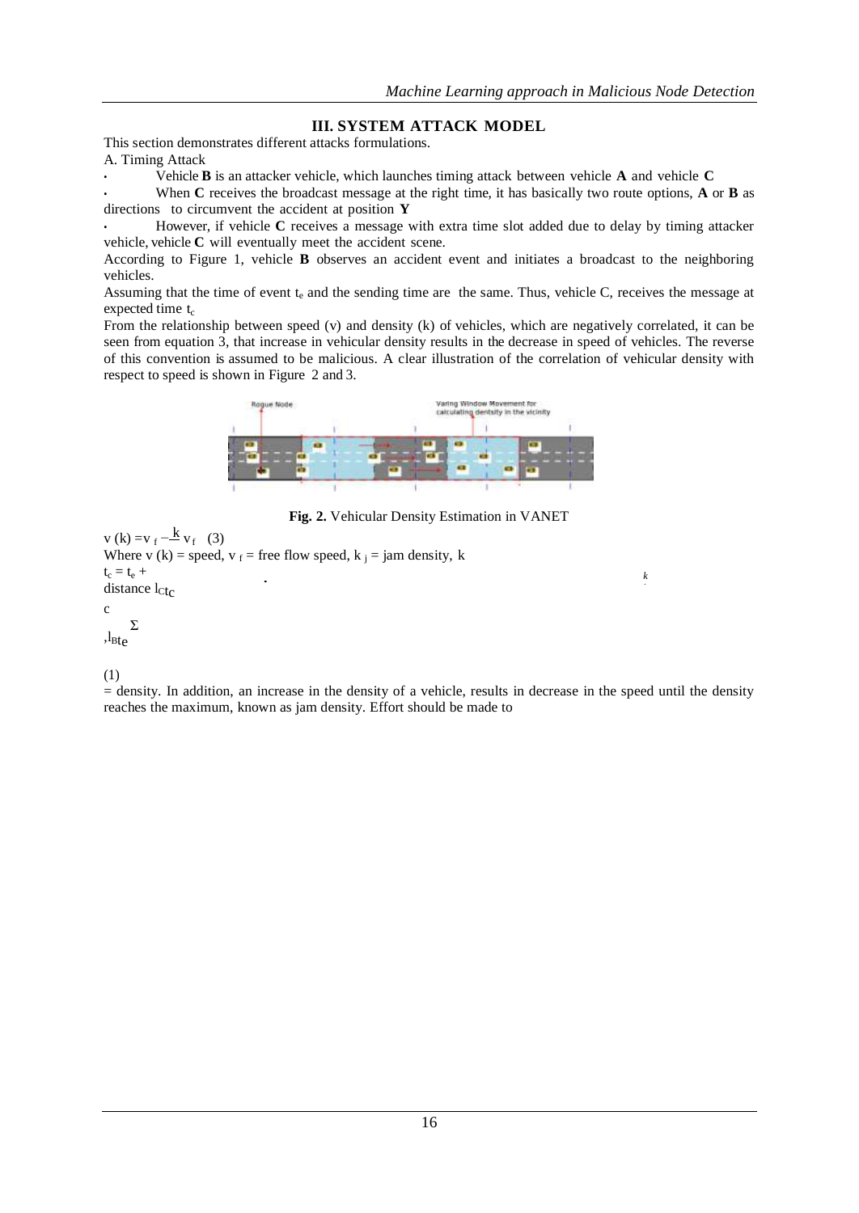## III. SYSTEM ATTACK MODEL

This section demonstrates different attacks formulations.

A. Timing Attack

- Vehicle **B** is an attacker vehicle, which launches timing attack between vehicle **A** and vehicle **C**
- When **C** receives the broadcast message at the right time, it has basically two route options, **A** or **B** as directions to circumvent the accident at position **Y**
- However, if vehicle **C** receives a message with extra time slot added due to delay by timing attacker vehicle, vehicle **C** will eventually meet the accident scene.

According to Figure 1, vehicle **B** observes an accident event and initiates a broadcast to the neighboring vehicles.

Assuming that the time of event $t_e$ and the sending time are the same. Thus, vehicle C, receives the message at expected time $t_c$

From the relationship between speed (v) and density (k) of vehicles, which are negatively correlated, it can be seen from equation 3, that increase in vehicular density results in the decrease in speed of vehicles. The reverse of this convention is assumed to be malicious. A clear illustration of the correlation of vehicular density with respect to speed is shown in Figure 2 and 3.

Rogue Node

Varing Window Movement for calculating dentsity in the vicinity

**Fig. 2.** Vehicular Density Estimation in VANET

$$v(k) = v_f - \frac{k}{k_j} v_f \quad (3)$$

Where v (k) = speed, $v_f$ = free flow speed, $k_j$ = jam density, k

$$t_c = t_e + \frac{\text{distance } l_{C}}{c}, \; l_{B} \quad (1)$$

= density. In addition, an increase in the density of a vehicle, results in decrease in the speed until the density reaches the maximum, known as jam density. Effort should be made to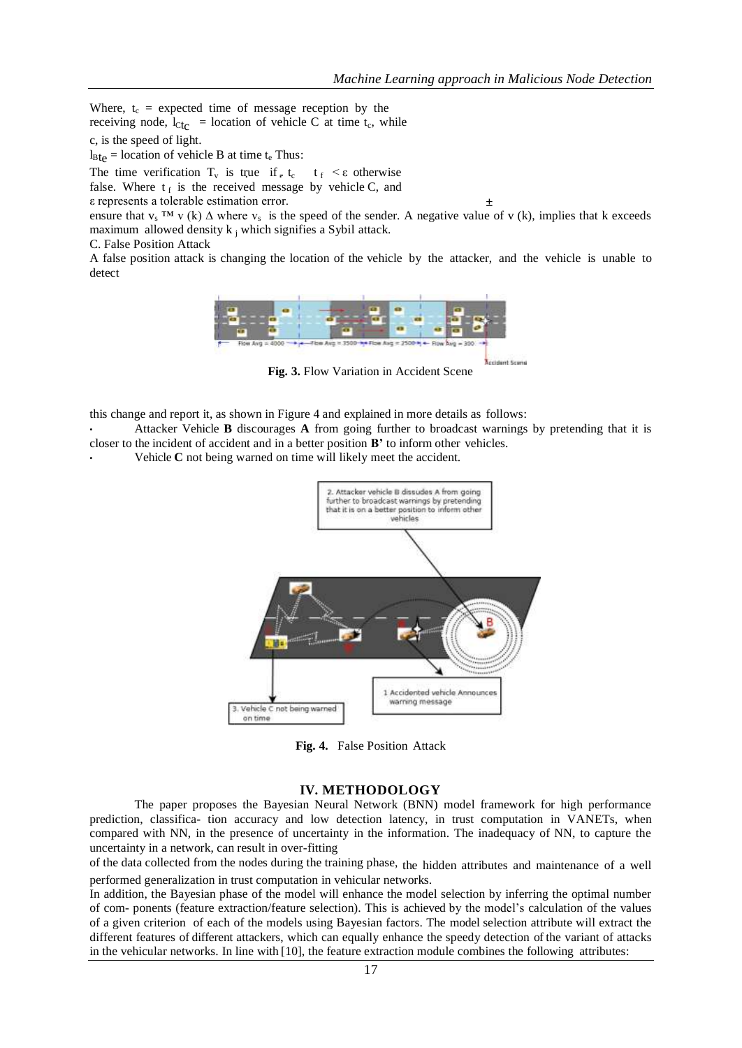Where, $t_c$ = expected time of message reception by the receiving node, $l_{Ct_C}$ = location of vehicle C at time $t_c$, while c, is the speed of light.

$l_{Bt_e}$ = location of vehicle B at time $t_e$ Thus:

The time verification $T_v$ is true if $t_c \quad t_f < \varepsilon$ otherwise false. Where $t_f$ is the received message by vehicle C, and $\varepsilon$ represents a tolerable estimation error. ±

ensure that $v_s$ ™ v (k) Δ where $v_s$ is the speed of the sender. A negative value of v (k), implies that k exceeds maximum allowed density $k_j$ which signifies a Sybil attack.

C. False Position Attack

A false position attack is changing the location of the vehicle by the attacker, and the vehicle is unable to detect

Flow Avg = 4000
Flow Avg = 3500
Flow Avg = 2500
Flow Avg = 300
Accident Scene

**Fig. 3.** Flow Variation in Accident Scene

this change and report it, as shown in Figure 4 and explained in more details as follows:

- Attacker Vehicle **B** discourages **A** from going further to broadcast warnings by pretending that it is closer to the incident of accident and in a better position **B'** to inform other vehicles.
- Vehicle **C** not being warned on time will likely meet the accident.

2. Attacker vehicle B dissudes A from going further to broadcast warnings by pretending that it is on a better position to inform other vehicles

1 Accidented vehicle Announces warning message

3. Vehicle C not being warned on time

**Fig. 4.** False Position Attack

## IV. METHODOLOGY

The paper proposes the Bayesian Neural Network (BNN) model framework for high performance prediction, classifica- tion accuracy and low detection latency, in trust computation in VANETs, when compared with NN, in the presence of uncertainty in the information. The inadequacy of NN, to capture the uncertainty in a network, can result in over-fitting of the data collected from the nodes during the training phase, the hidden attributes and maintenance of a well performed generalization in trust computation in vehicular networks.

In addition, the Bayesian phase of the model will enhance the model selection by inferring the optimal number of com- ponents (feature extraction/feature selection). This is achieved by the model's calculation of the values of a given criterion of each of the models using Bayesian factors. The model selection attribute will extract the different features of different attackers, which can equally enhance the speedy detection of the variant of attacks in the vehicular networks. In line with [10], the feature extraction module combines the following attributes: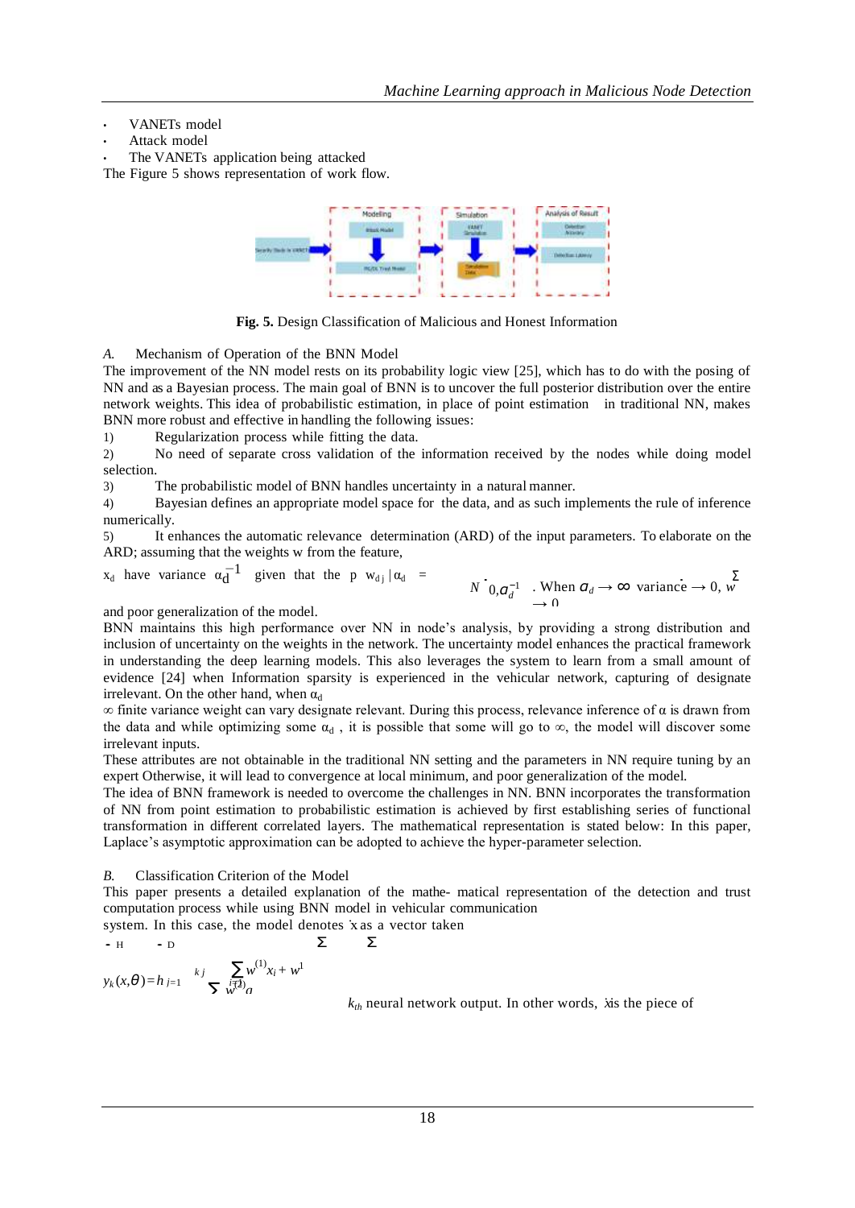- VANETs model
- Attack model
- The VANETs application being attacked

The Figure 5 shows representation of work flow.

Modelling

Attack Model

PR/DS Trust Model

Simulation

VANET Simulation

Simulation Data

Analysis of Result

Detection Accuracy

Detection Latency

Security Study in VANET

**Fig. 5.** Design Classification of Malicious and Honest Information

*A.* Mechanism of Operation of the BNN Model

The improvement of the NN model rests on its probability logic view [25], which has to do with the posing of NN and as a Bayesian process. The main goal of BNN is to uncover the full posterior distribution over the entire network weights. This idea of probabilistic estimation, in place of point estimation in traditional NN, makes BNN more robust and effective in handling the following issues:

1) Regularization process while fitting the data.
2) No need of separate cross validation of the information received by the nodes while doing model selection.
3) The probabilistic model of BNN handles uncertainty in a natural manner.
4) Bayesian defines an appropriate model space for the data, and as such implements the rule of inference numerically.
5) It enhances the automatic relevance determination (ARD) of the input parameters. To elaborate on the ARD; assuming that the weights w from the feature,

$x_d$ have variance $\alpha_d^{-1}$ given that the $p(w_{dj}|\alpha_d) = N(0, \alpha_d^{-1})$. When $\alpha_d \rightarrow \infty$ variance $\rightarrow 0$, $w \rightarrow 0$

and poor generalization of the model.

BNN maintains this high performance over NN in node's analysis, by providing a strong distribution and inclusion of uncertainty on the weights in the network. The uncertainty model enhances the practical framework in understanding the deep learning models. This also leverages the system to learn from a small amount of evidence [24] when Information sparsity is experienced in the vehicular network, capturing of designate irrelevant. On the other hand, when $\alpha_d$

$\infty$ finite variance weight can vary designate relevant. During this process, relevance inference of $\alpha$ is drawn from the data and while optimizing some $\alpha_d$, it is possible that some will go to $\infty$, the model will discover some irrelevant inputs.

These attributes are not obtainable in the traditional NN setting and the parameters in NN require tuning by an expert Otherwise, it will lead to convergence at local minimum, and poor generalization of the model.

The idea of BNN framework is needed to overcome the challenges in NN. BNN incorporates the transformation of NN from point estimation to probabilistic estimation is achieved by first establishing series of functional transformation in different correlated layers. The mathematical representation is stated below: In this paper, Laplace's asymptotic approximation can be adopted to achieve the hyper-parameter selection.

*B.* Classification Criterion of the Model

This paper presents a detailed explanation of the mathe- matical representation of the detection and trust computation process while using BNN model in vehicular communication system. In this case, the model denotes $\dot{x}$ as a vector taken

$$y_k(x,\theta) = h\left(\sum_{j=1}^{H} w_{kj}^{(2)} a\left(\sum_{i=1}^{D} w_{ji}^{(1)} x_i + w^{1}\right)\right)$$

$k_{th}$ neural network output. In other words, $\dot{x}$ is the piece of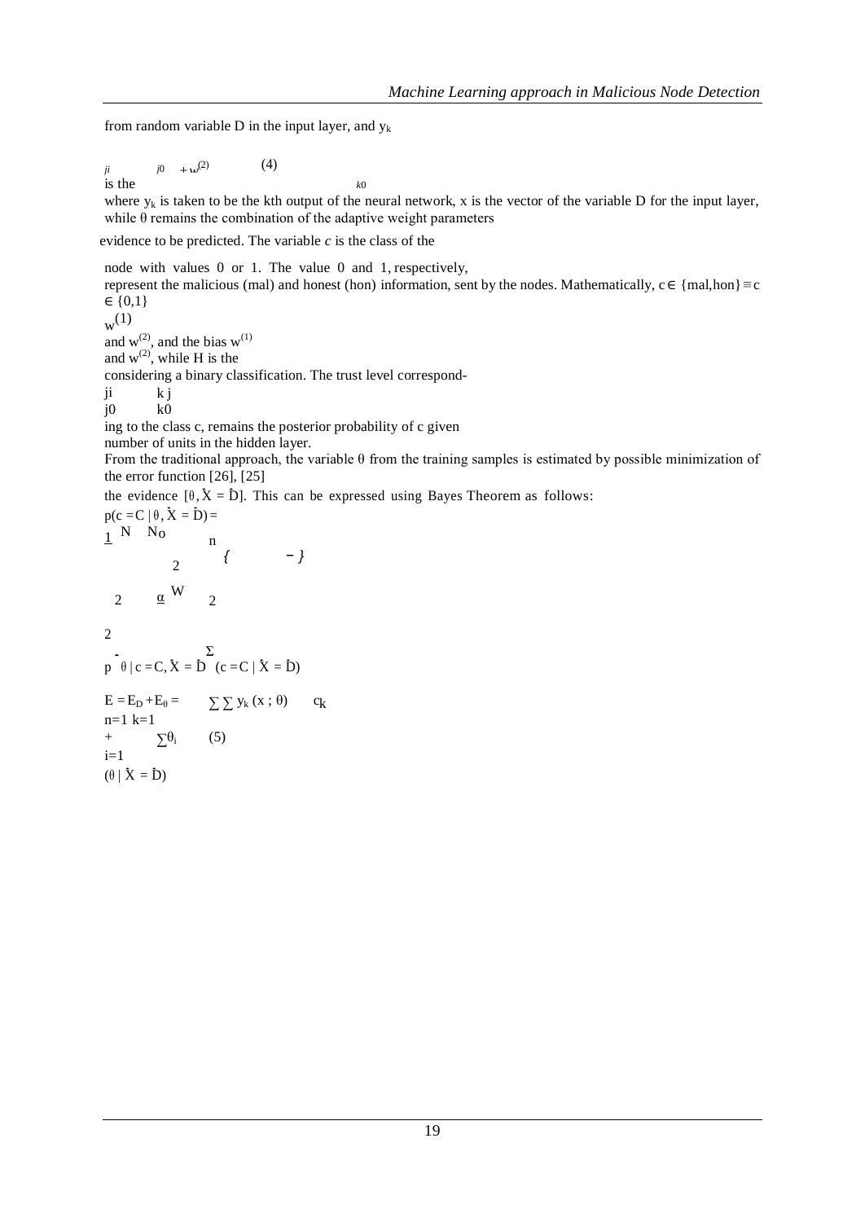from random variable D in the input layer, and $y_k$

$$ji \qquad j0 \quad + w^{(2)} \qquad (4)$$

is the $\qquad k0$

where $y_k$ is taken to be the kth output of the neural network, x is the vector of the variable D for the input layer, while θ remains the combination of the adaptive weight parameters

evidence to be predicted. The variable *c* is the class of the

node with values 0 or 1. The value 0 and 1, respectively, represent the malicious (mal) and honest (hon) information, sent by the nodes. Mathematically, $c \in \{mal, hon\} \equiv c \in \{0,1\}$

$w^{(1)}$

and $w^{(2)}$, and the bias $w^{(1)}$

and $w^{(2)}$, while H is the

considering a binary classification. The trust level correspond-

ji k j

j0 k0

ing to the class c, remains the posterior probability of c given

number of units in the hidden layer.

From the traditional approach, the variable θ from the training samples is estimated by possible minimization of the error function [26], [25]

the evidence $[\theta, \hat{X} = \hat{D}]$. This can be expressed using Bayes Theorem as follows:

$$p(c = C \mid \theta, \hat{X} = \hat{D}) =$$

$$\underline{1} \; N \quad No \qquad n \qquad \{ \qquad - \}$$

$$2 \qquad \underline{\alpha} \; W \qquad 2$$

$$2$$

$$p\left(\theta \mid c = C, \hat{X} = \hat{D}\right) \sum (c = C \mid \hat{X} = \hat{D})$$

$$E = E_D + E_\theta = \qquad \sum_{n=1} \sum_{k=1} y_k(x;\theta) \qquad c_k$$

$$+ \qquad \sum_{i=1} \theta_i \qquad (5)$$

$$(\theta \mid \hat{X} = \hat{D})$$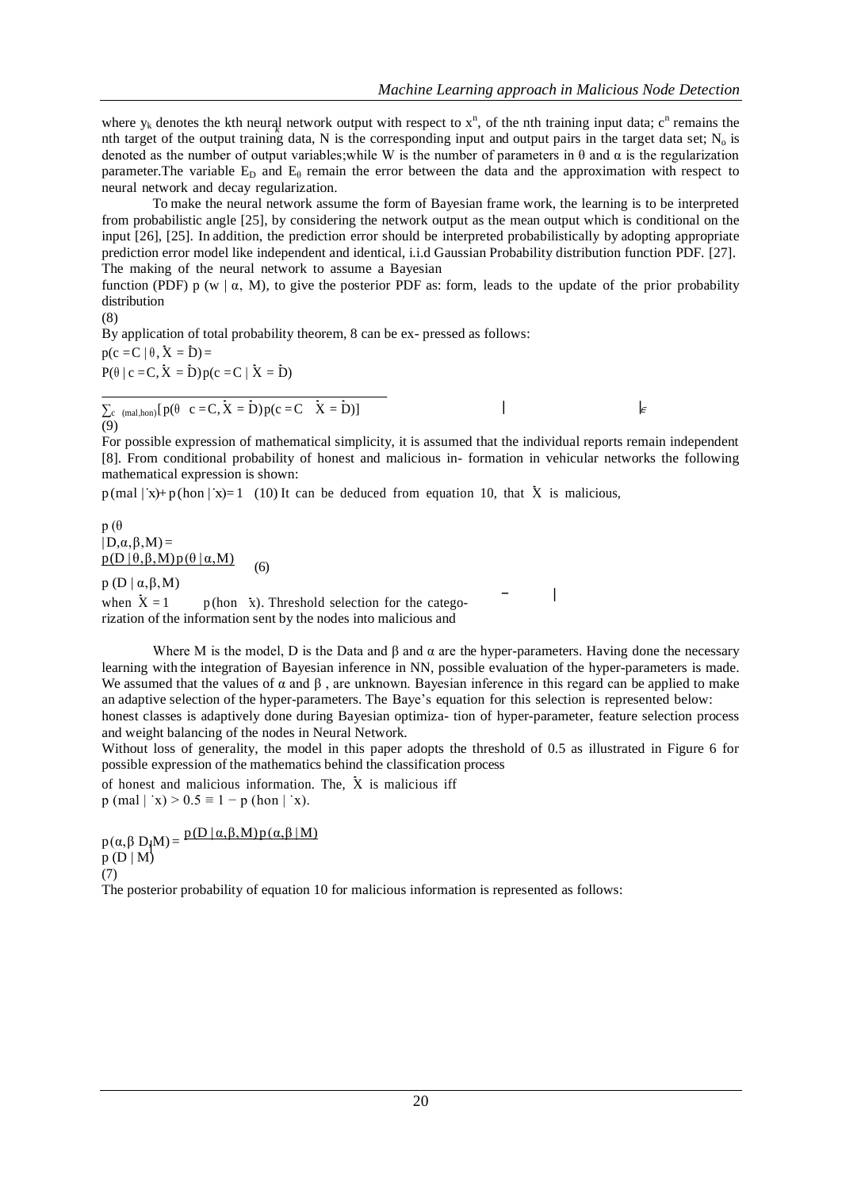where $y_k$ denotes the kth neural network output with respect to $x^n$, of the nth training input data; $c^n$ remains the nth target of the output training data, N is the corresponding input and output pairs in the target data set; $N_o$ is denoted as the number of output variables;while W is the number of parameters in θ and α is the regularization parameter.The variable $E_D$ and $E_\theta$ remain the error between the data and the approximation with respect to neural network and decay regularization.

To make the neural network assume the form of Bayesian frame work, the learning is to be interpreted from probabilistic angle [25], by considering the network output as the mean output which is conditional on the input [26], [25]. In addition, the prediction error should be interpreted probabilistically by adopting appropriate prediction error model like independent and identical, i.i.d Gaussian Probability distribution function PDF. [27]. The making of the neural network to assume a Bayesian

function (PDF) p (w | α, M), to give the posterior PDF as: form, leads to the update of the prior probability distribution

(8)

By application of total probability theorem, 8 can be ex- pressed as follows:

$$p(c = C \mid \theta, \dot{X} = \dot{D}) = \frac{P(\theta \mid c = C, \dot{X} = \dot{D})\, p(c = C \mid \dot{X} = \dot{D})}{\sum_{c\ (mal,hon)} [p(\theta \mid c = C, \dot{X} = \dot{D})\, p(c = C \mid \dot{X} = \dot{D})]} \quad (9)$$

For possible expression of mathematical simplicity, it is assumed that the individual reports remain independent [8]. From conditional probability of honest and malicious in- formation in vehicular networks the following mathematical expression is shown:

$p(mal \mid \dot{x}) + p(hon \mid \dot{x}) = 1$ (10) It can be deduced from equation 10, that $\dot{X}$ is malicious,

$$p(\theta \mid D, \alpha, \beta, M) = \frac{p(D \mid \theta, \beta, M)\, p(\theta \mid \alpha, M)}{p(D \mid \alpha, \beta, M)} \quad (6)$$

when $\dot{X} = 1 - p(hon \mid \dot{x})$. Threshold selection for the catego- rization of the information sent by the nodes into malicious and

Where M is the model, D is the Data and β and α are the hyper-parameters. Having done the necessary learning with the integration of Bayesian inference in NN, possible evaluation of the hyper-parameters is made. We assumed that the values of α and β , are unknown. Bayesian inference in this regard can be applied to make an adaptive selection of the hyper-parameters. The Baye's equation for this selection is represented below:

honest classes is adaptively done during Bayesian optimiza- tion of hyper-parameter, feature selection process and weight balancing of the nodes in Neural Network.

Without loss of generality, the model in this paper adopts the threshold of 0.5 as illustrated in Figure 6 for possible expression of the mathematics behind the classification process

of honest and malicious information. The, $\dot{X}$ is malicious iff $p(mal \mid \dot{x}) > 0.5 \equiv 1 - p(hon \mid \dot{x})$.

$$p(\alpha, \beta \mid D, M) = \frac{p(D \mid \alpha, \beta, M)\, p(\alpha, \beta \mid M)}{p(D \mid M)} \quad (7)$$

The posterior probability of equation 10 for malicious information is represented as follows: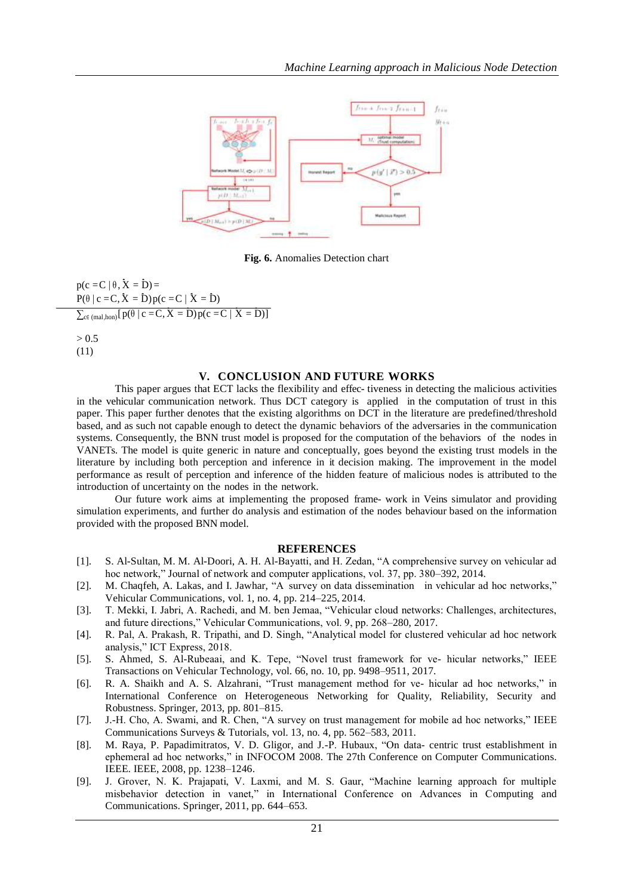Fig. 6. Anomalies Detection chart

$$p(c = C \mid \theta, \dot{X} = \dot{D}) = \frac{P(\theta \mid c = C, \dot{X} = \dot{D})\, p(c = C \mid \dot{X} = \dot{D})}{\sum_{c \in (mal, hon)} [p(\theta \mid c = C, \dot{X} = \dot{D})\, p(c = C \mid \dot{X} = \dot{D})]} > 0.5 \quad (11)$$

## V. CONCLUSION AND FUTURE WORKS

This paper argues that ECT lacks the flexibility and effec- tiveness in detecting the malicious activities in the vehicular communication network. Thus DCT category is applied in the computation of trust in this paper. This paper further denotes that the existing algorithms on DCT in the literature are predefined/threshold based, and as such not capable enough to detect the dynamic behaviors of the adversaries in the communication systems. Consequently, the BNN trust model is proposed for the computation of the behaviors of the nodes in VANETs. The model is quite generic in nature and conceptually, goes beyond the existing trust models in the literature by including both perception and inference in it decision making. The improvement in the model performance as result of perception and inference of the hidden feature of malicious nodes is attributed to the introduction of uncertainty on the nodes in the network.

Our future work aims at implementing the proposed frame- work in Veins simulator and providing simulation experiments, and further do analysis and estimation of the nodes behaviour based on the information provided with the proposed BNN model.

## REFERENCES

[1]. S. Al-Sultan, M. M. Al-Doori, A. H. Al-Bayatti, and H. Zedan, "A comprehensive survey on vehicular ad hoc network," Journal of network and computer applications, vol. 37, pp. 380–392, 2014.

[2]. M. Chaqfeh, A. Lakas, and I. Jawhar, "A survey on data dissemination in vehicular ad hoc networks," Vehicular Communications, vol. 1, no. 4, pp. 214–225, 2014.

[3]. T. Mekki, I. Jabri, A. Rachedi, and M. ben Jemaa, "Vehicular cloud networks: Challenges, architectures, and future directions," Vehicular Communications, vol. 9, pp. 268–280, 2017.

[4]. R. Pal, A. Prakash, R. Tripathi, and D. Singh, "Analytical model for clustered vehicular ad hoc network analysis," ICT Express, 2018.

[5]. S. Ahmed, S. Al-Rubeaai, and K. Tepe, "Novel trust framework for ve- hicular networks," IEEE Transactions on Vehicular Technology, vol. 66, no. 10, pp. 9498–9511, 2017.

[6]. R. A. Shaikh and A. S. Alzahrani, "Trust management method for ve- hicular ad hoc networks," in International Conference on Heterogeneous Networking for Quality, Reliability, Security and Robustness. Springer, 2013, pp. 801–815.

[7]. J.-H. Cho, A. Swami, and R. Chen, "A survey on trust management for mobile ad hoc networks," IEEE Communications Surveys & Tutorials, vol. 13, no. 4, pp. 562–583, 2011.

[8]. M. Raya, P. Papadimitratos, V. D. Gligor, and J.-P. Hubaux, "On data- centric trust establishment in ephemeral ad hoc networks," in INFOCOM 2008. The 27th Conference on Computer Communications. IEEE. IEEE, 2008, pp. 1238–1246.

[9]. J. Grover, N. K. Prajapati, V. Laxmi, and M. S. Gaur, "Machine learning approach for multiple misbehavior detection in vanet," in International Conference on Advances in Computing and Communications. Springer, 2011, pp. 644–653.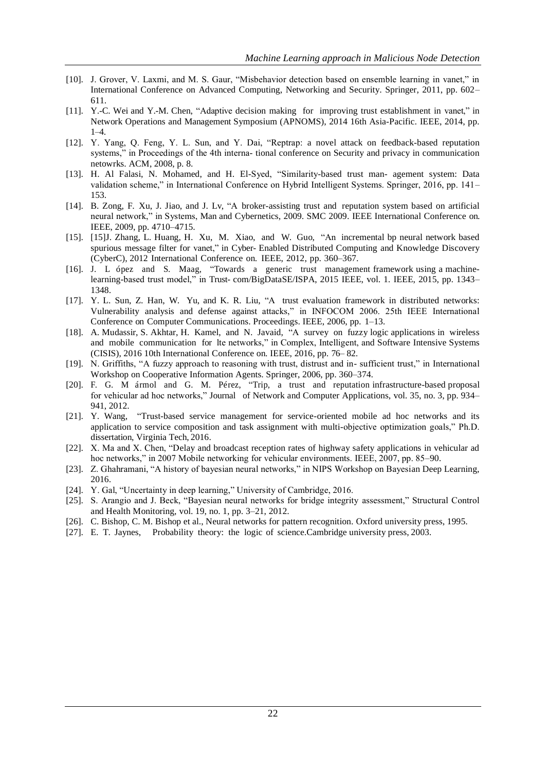- [10]. J. Grover, V. Laxmi, and M. S. Gaur, "Misbehavior detection based on ensemble learning in vanet," in International Conference on Advanced Computing, Networking and Security. Springer, 2011, pp. 602–611.
- [11]. Y.-C. Wei and Y.-M. Chen, "Adaptive decision making for improving trust establishment in vanet," in Network Operations and Management Symposium (APNOMS), 2014 16th Asia-Pacific. IEEE, 2014, pp. 1–4.
- [12]. Y. Yang, Q. Feng, Y. L. Sun, and Y. Dai, "Reptrap: a novel attack on feedback-based reputation systems," in Proceedings of the 4th interna- tional conference on Security and privacy in communication netowrks. ACM, 2008, p. 8.
- [13]. H. Al Falasi, N. Mohamed, and H. El-Syed, "Similarity-based trust man- agement system: Data validation scheme," in International Conference on Hybrid Intelligent Systems. Springer, 2016, pp. 141–153.
- [14]. B. Zong, F. Xu, J. Jiao, and J. Lv, "A broker-assisting trust and reputation system based on artificial neural network," in Systems, Man and Cybernetics, 2009. SMC 2009. IEEE International Conference on. IEEE, 2009, pp. 4710–4715.
- [15]. [15]J. Zhang, L. Huang, H. Xu, M. Xiao, and W. Guo, "An incremental bp neural network based spurious message filter for vanet," in Cyber- Enabled Distributed Computing and Knowledge Discovery (CyberC), 2012 International Conference on. IEEE, 2012, pp. 360–367.
- [16]. J. L ópez and S. Maag, "Towards a generic trust management framework using a machine-learning-based trust model," in Trust- com/BigDataSE/ISPA, 2015 IEEE, vol. 1. IEEE, 2015, pp. 1343–1348.
- [17]. Y. L. Sun, Z. Han, W. Yu, and K. R. Liu, "A trust evaluation framework in distributed networks: Vulnerability analysis and defense against attacks," in INFOCOM 2006. 25th IEEE International Conference on Computer Communications. Proceedings. IEEE, 2006, pp. 1–13.
- [18]. A. Mudassir, S. Akhtar, H. Kamel, and N. Javaid, "A survey on fuzzy logic applications in wireless and mobile communication for lte networks," in Complex, Intelligent, and Software Intensive Systems (CISIS), 2016 10th International Conference on. IEEE, 2016, pp. 76– 82.
- [19]. N. Griffiths, "A fuzzy approach to reasoning with trust, distrust and in- sufficient trust," in International Workshop on Cooperative Information Agents. Springer, 2006, pp. 360–374.
- [20]. F. G. M ármol and G. M. Pérez, "Trip, a trust and reputation infrastructure-based proposal for vehicular ad hoc networks," Journal of Network and Computer Applications, vol. 35, no. 3, pp. 934–941, 2012.
- [21]. Y. Wang, "Trust-based service management for service-oriented mobile ad hoc networks and its application to service composition and task assignment with multi-objective optimization goals," Ph.D. dissertation, Virginia Tech, 2016.
- [22]. X. Ma and X. Chen, "Delay and broadcast reception rates of highway safety applications in vehicular ad hoc networks," in 2007 Mobile networking for vehicular environments. IEEE, 2007, pp. 85–90.
- [23]. Z. Ghahramani, "A history of bayesian neural networks," in NIPS Workshop on Bayesian Deep Learning, 2016.
- [24]. Y. Gal, "Uncertainty in deep learning," University of Cambridge, 2016.
- [25]. S. Arangio and J. Beck, "Bayesian neural networks for bridge integrity assessment," Structural Control and Health Monitoring, vol. 19, no. 1, pp. 3–21, 2012.
- [26]. C. Bishop, C. M. Bishop et al., Neural networks for pattern recognition. Oxford university press, 1995.
- [27]. E. T. Jaynes, Probability theory: the logic of science.Cambridge university press, 2003.